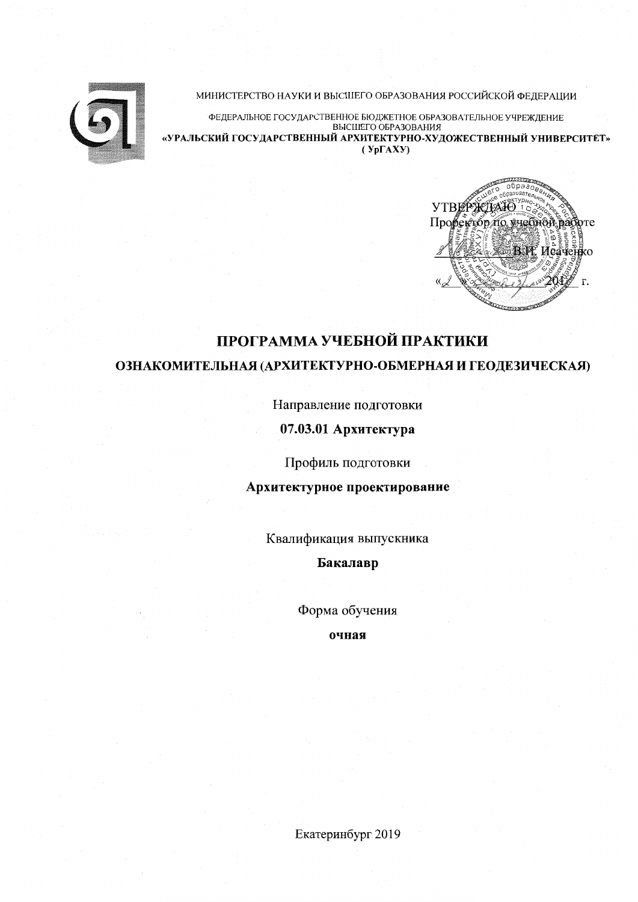МИНИСТЕРСТВО НАУКИ И ВЫСШЕГО ОБРАЗОВАНИЯ РОССИЙСКОЙ ФЕДЕРАЦИИ

ФЕДЕРАЛЬНОЕ ГОСУДАРСТВЕННОЕ БЮДЖЕТНОЕ ОБРАЗОВАТЕЛЬНОЕ УЧРЕЖДЕНИЕ ВЫСШЕГО ОБРАЗОВАНИЯ

**«УРАЛЬСКИЙ ГОСУДАРСТВЕННЫЙ АРХИТЕКТУРНО-ХУДОЖЕСТВЕННЫЙ УНИВЕРСИТЕТ» ( УрГАХУ)**

УТВЕРЖДАЮ

Проректор по учебной работе

_________ В.И. Исаченко

«___» ________ 201__ г.

# ПРОГРАММА УЧЕБНОЙ ПРАКТИКИ

## ОЗНАКОМИТЕЛЬНАЯ (АРХИТЕКТУРНО-ОБМЕРНАЯ И ГЕОДЕЗИЧЕСКАЯ)

Направление подготовки

**07.03.01 Архитектура**

Профиль подготовки

**Архитектурное проектирование**

Квалификация выпускника

**Бакалавр**

Форма обучения

**очная**

Екатеринбург 2019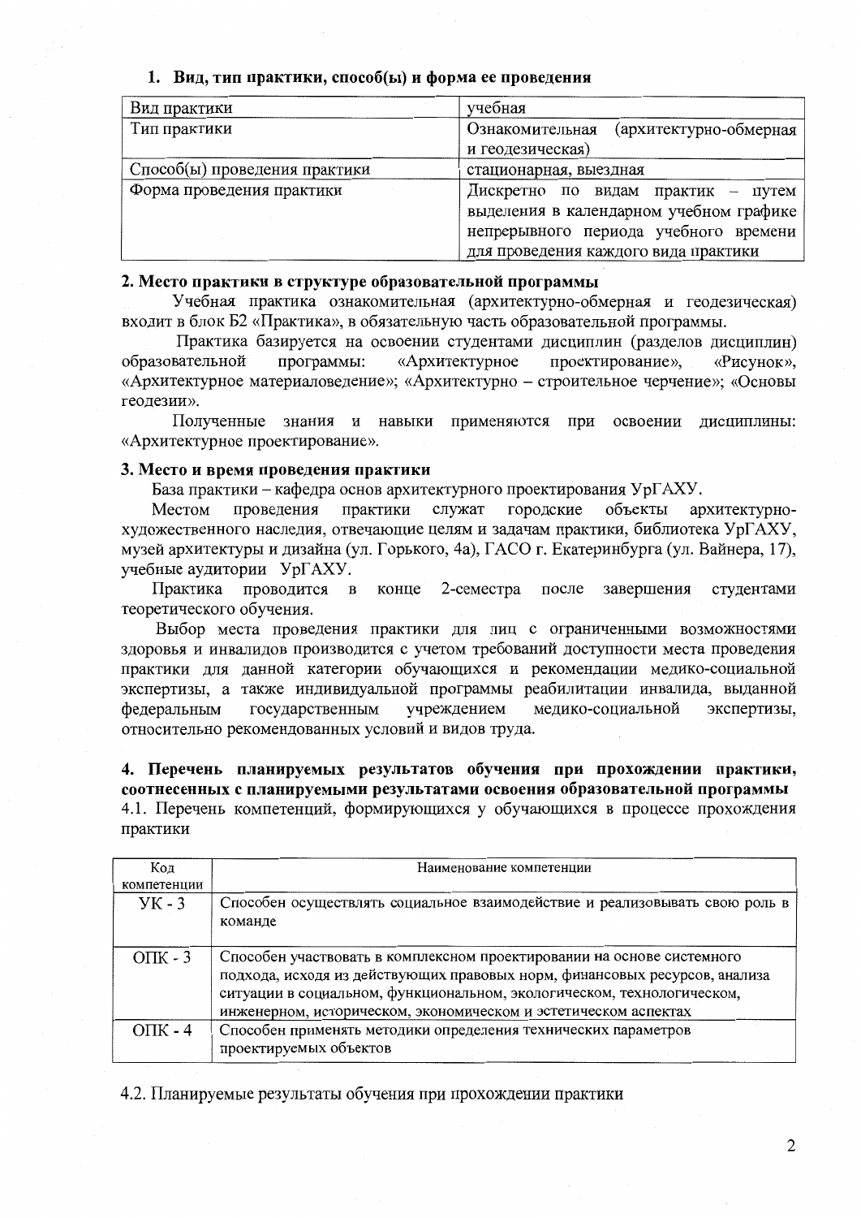## 1. Вид, тип практики, способ(ы) и форма ее проведения

| Вид практики | учебная |
| --- | --- |
| Тип практики | Ознакомительная (архитектурно-обмерная и геодезическая) |
| Способ(ы) проведения практики | стационарная, выездная |
| Форма проведения практики | Дискретно по видам практик – путем выделения в календарном учебном графике непрерывного периода учебного времени для проведения каждого вида практики |

## 2. Место практики в структуре образовательной программы

Учебная практика ознакомительная (архитектурно-обмерная и геодезическая) входит в блок Б2 «Практика», в обязательную часть образовательной программы.

Практика базируется на освоении студентами дисциплин (разделов дисциплин) образовательной программы: «Архитектурное проектирование», «Рисунок», «Архитектурное материаловедение»; «Архитектурно – строительное черчение»; «Основы геодезии».

Полученные знания и навыки применяются при освоении дисциплины: «Архитектурное проектирование».

## 3. Место и время проведения практики

База практики – кафедра основ архитектурного проектирования УрГАХУ.

Местом проведения практики служат городские объекты архитектурно-художественного наследия, отвечающие целям и задачам практики, библиотека УрГАХУ, музей архитектуры и дизайна (ул. Горького, 4а), ГАСО г. Екатеринбурга (ул. Вайнера, 17), учебные аудитории УрГАХУ.

Практика проводится в конце 2-семестра после завершения студентами теоретического обучения.

Выбор места проведения практики для лиц с ограниченными возможностями здоровья и инвалидов производится с учетом требований доступности места проведения практики для данной категории обучающихся и рекомендации медико-социальной экспертизы, а также индивидуальной программы реабилитации инвалида, выданной федеральным государственным учреждением медико-социальной экспертизы, относительно рекомендованных условий и видов труда.

## 4. Перечень планируемых результатов обучения при прохождении практики, соотнесенных с планируемыми результатами освоения образовательной программы

4.1. Перечень компетенций, формирующихся у обучающихся в процессе прохождения практики

| Код компетенции | Наименование компетенции |
| --- | --- |
| УК - 3 | Способен осуществлять социальное взаимодействие и реализовывать свою роль в команде |
| ОПК - 3 | Способен участвовать в комплексном проектировании на основе системного подхода, исходя из действующих правовых норм, финансовых ресурсов, анализа ситуации в социальном, функциональном, экологическом, технологическом, инженерном, историческом, экономическом и эстетическом аспектах |
| ОПК - 4 | Способен применять методики определения технических параметров проектируемых объектов |

4.2. Планируемые результаты обучения при прохождении практики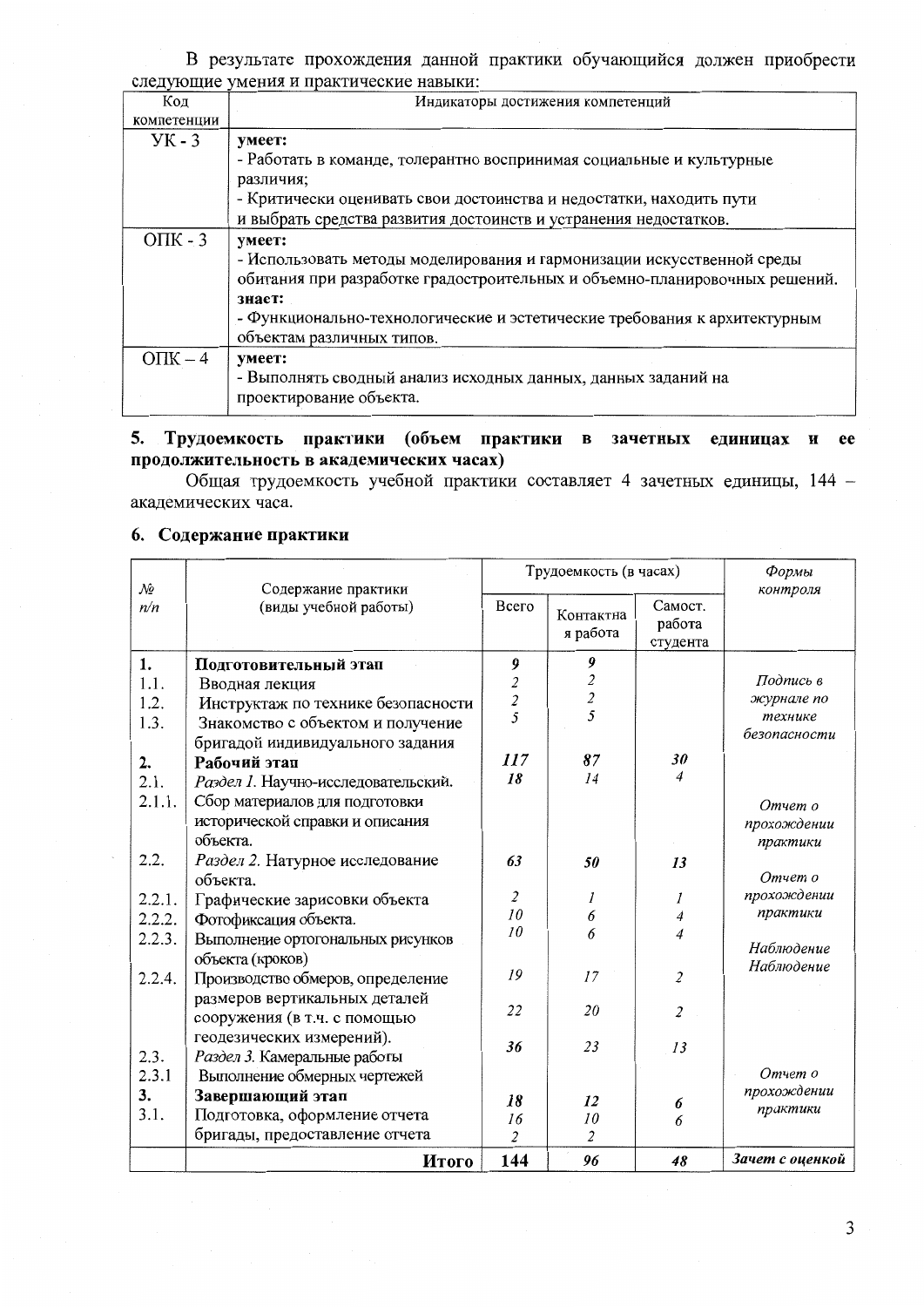В результате прохождения данной практики обучающийся должен приобрести следующие умения и практические навыки:

| Код компетенции | Индикаторы достижения компетенций |
|---|---|
| УК - 3 | **умеет:**<br>- Работать в команде, толерантно воспринимая социальные и культурные различия;<br>- Критически оценивать свои достоинства и недостатки, находить пути и выбрать средства развития достоинств и устранения недостатков. |
| ОПК - 3 | **умеет:**<br>- Использовать методы моделирования и гармонизации искусственной среды обитания при разработке градостроительных и объемно-планировочных решений.<br>**знает:**<br>- Функционально-технологические и эстетические требования к архитектурным объектам различных типов. |
| ОПК – 4 | **умеет:**<br>- Выполнять сводный анализ исходных данных, данных заданий на проектирование объекта. |

## 5. Трудоемкость практики (объем практики в зачетных единицах и ее продолжительность в академических часах)

Общая трудоемкость учебной практики составляет 4 зачетных единицы, 144 – академических часа.

## 6. Содержание практики

| *№ п/п* | Содержание практики (виды учебной работы) | Трудоемкость (в часах) | | | *Формы контроля* |
|---|---|---|---|---|---|
| | | Всего | Контактная работа | Самост. работа студента | |
| **1.** | **Подготовительный этап** | ***9*** | ***9*** | | *Подпись в журнале по технике безопасности* |
| 1.1. | Вводная лекция | *2* | *2* | | |
| 1.2. | Инструктаж по технике безопасности | *2* | *2* | | |
| 1.3. | Знакомство с объектом и получение бригадой индивидуального задания | *5* | *5* | | |
| **2.** | **Рабочий этап** | ***117*** | ***87*** | ***30*** | |
| 2.1. | *Раздел 1.* Научно-исследовательский. | ***18*** | *14* | *4* | |
| 2.1.1. | Сбор материалов для подготовки исторической справки и описания объекта. | | | | *Отчет о прохождении практики* |
| 2.2. | *Раздел 2.* Натурное исследование объекта. | ***63*** | ***50*** | ***13*** | |
| 2.2.1. | Графические зарисовки объекта | *2* | *1* | *1* | *Отчет о прохождении практики* |
| 2.2.2. | Фотофиксация объекта. | *10* | *6* | *4* | |
| 2.2.3. | Выполнение ортогональных рисунков объекта (кроков) | *10* | *6* | *4* | *Наблюдение* |
| 2.2.4. | Производство обмеров, определение размеров вертикальных деталей сооружения (в т.ч. с помощью геодезических измерений). | *19* | *17* | *2* | *Наблюдение* |
| | | *22* | *20* | *2* | |
| 2.3. | *Раздел 3.* Камеральные работы | ***36*** | *23* | *13* | |
| 2.3.1 | Выполнение обмерных чертежей | | | | *Отчет о прохождении практики* |
| **3.** | **Завершающий этап** | ***18*** | ***12*** | ***6*** | |
| 3.1. | Подготовка, оформление отчета | *16* | *10* | *6* | |
| | бригады, предоставление отчета | *2* | *2* | | |
| | **Итого** | **144** | ***96*** | ***48*** | ***Зачет с оценкой*** |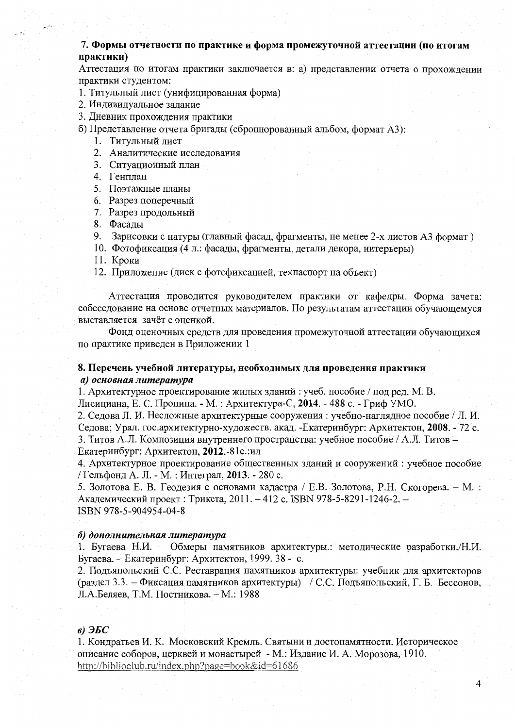**7. Формы отчетности по практике и форма промежуточной аттестации (по итогам практики)**

Аттестация по итогам практики заключается в: а) представлении отчета о прохождении практики студентом:

1. Титульный лист (унифицированная форма)
2. Индивидуальное задание
3. Дневник прохождения практики

б) Представление отчета бригады (сброшюрованный альбом, формат А3):

1. Титульный лист
2. Аналитические исследования
3. Ситуационный план
4. Генплан
5. Поэтажные планы
6. Разрез поперечный
7. Разрез продольный
8. Фасады
9. Зарисовки с натуры (главный фасад, фрагменты, не менее 2-х листов А3 формат )
10. Фотофиксация (4 л.: фасады, фрагменты, детали декора, интерьеры)
11. Кроки
12. Приложение (диск с фотофиксацией, техпаспорт на объект)

Аттестация проводится руководителем практики от кафедры. Форма зачета: собеседование на основе отчетных материалов. По результатам аттестации обучающемуся выставляется зачёт с оценкой.

Фонд оценочных средств для проведения промежуточной аттестации обучающихся по практике приведен в Приложении 1

**8. Перечень учебной литературы, необходимых для проведения практики**

***а) основная литература***

1. Архитектурное проектирование жилых зданий : учеб. пособие / под ред. М. В. Лисициана, Е. С. Пронина. - М. : Архитектура-С, **2014**. - 488 с. - Гриф УМО.
2. Седова Л. И. Несложные архитектурные сооружения : учебно-наглядное пособие / Л. И. Седова; Урал. гос.архитектурно-художеств. акад. -Екатеринбург: Архитектон, **2008**. - 72 с.
3. Титов А.Л. Композиция внутреннего пространства: учебное пособие / А.Л. Титов – Екатеринбург: Архитектон, **2012**.-81с.:ил
4. Архитектурное проектирование общественных зданий и сооружений : учебное пособие / Гельфонд А. Л. - М. : Интеграл, **2013**. - 280 с.
5. Золотова Е. В. Геодезия с основами кадастра / Е.В. Золотова, Р.Н. Скогорева. – М. : Академический проект : Трикста, 2011. – 412 с. ISBN 978-5-8291-1246-2. – ISBN 978-5-904954-04-8

***б) дополнительная литература***

1. Бугаева Н.И. Обмеры памятников архитектуры.: методические разработки./Н.И. Бугаева. - Екатеринбург: Архитектон, 1999. 38 - с.
2. Подъяпольский С.С. Реставрация памятников архитектуры: учебник для архитекторов (раздел 3.3. – Фиксация памятников архитектуры) / С.С. Подъяпольский, Г. Б. Бессонов, Л.А.Беляев, Т.М. Постникова. – М.: 1988

***в) ЭБС***

1. Кондратьев И. К. Московский Кремль. Святыни и достопамятности. Историческое описание соборов, церквей и монастырей - М.: Издание И. А. Морозова, 1910. http://biblioclub.ru/index.php?page=book&id=61686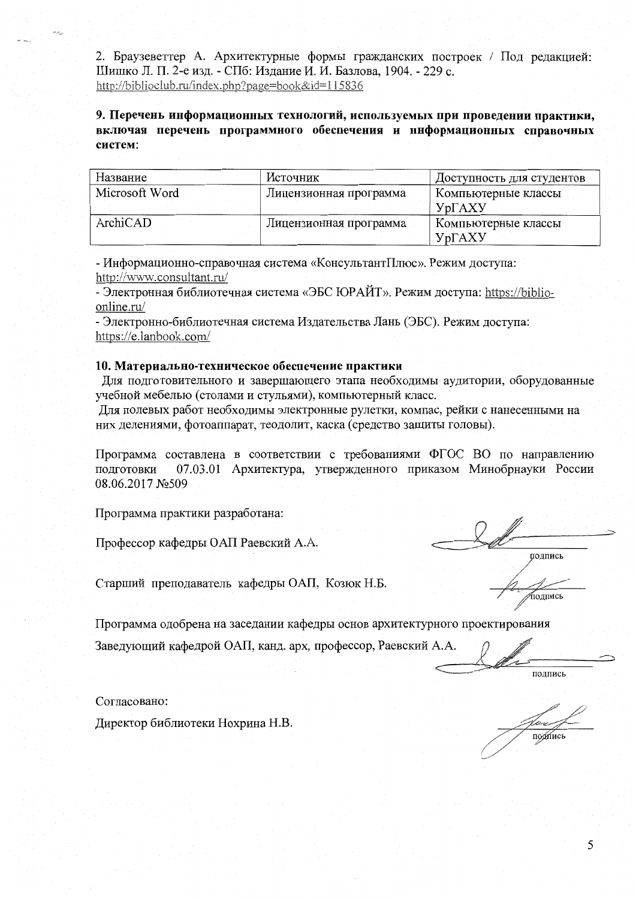2. Браузеветтер А. Архитектурные формы гражданских построек / Под редакцией: Шишко Л. П. 2-е изд. - СПб: Издание И. И. Базлова, 1904. - 229 с. http://biblioclub.ru/index.php?page=book&id=115836

**9. Перечень информационных технологий, используемых при проведении практики, включая перечень программного обеспечения и информационных справочных систем:**

| Название | Источник | Доступность для студентов |
|---|---|---|
| Microsoft Word | Лицензионная программа | Компьютерные классы УрГАХУ |
| ArchiCAD | Лицензионная программа | Компьютерные классы УрГАХУ |

- Информационно-справочная система «КонсультантПлюс». Режим доступа: http://www.consultant.ru/
- Электронная библиотечная система «ЭБС ЮРАЙТ». Режим доступа: https://biblio-online.ru/
- Электронно-библиотечная система Издательства Лань (ЭБС). Режим доступа: https://e.lanbook.com/

**10. Материально-техническое обеспечение практики**

Для подготовительного и завершающего этапа необходимы аудитории, оборудованные учебной мебелью (столами и стульями), компьютерный класс.

Для полевых работ необходимы электронные рулетки, компас, рейки с нанесенными на них делениями, фотоаппарат, теодолит, каска (средство защиты головы).

Программа составлена в соответствии с требованиями ФГОС ВО по направлению подготовки 07.03.01 Архитектура, утвержденного приказом Минобрнауки России 08.06.2017 №509

Программа практики разработана:

Профессор кафедры ОАП Раевский А.А. ____________ подпись

Старший преподаватель кафедры ОАП, Козюк Н.Б. ____________ подпись

Программа одобрена на заседании кафедры основ архитектурного проектирования

Заведующий кафедрой ОАП, канд. арх, профессор, Раевский А.А. ____________ подпись

Согласовано:

Директор библиотеки Нохрина Н.В. ____________ подпись